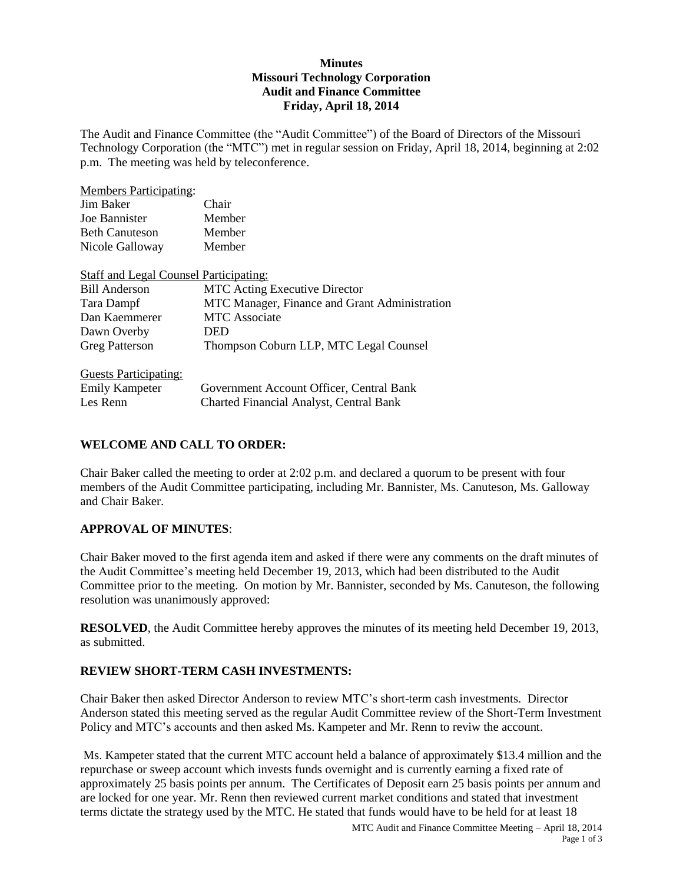**Minutes**
**Missouri Technology Corporation**
**Audit and Finance Committee**
**Friday, April 18, 2014**

The Audit and Finance Committee (the "Audit Committee") of the Board of Directors of the Missouri Technology Corporation (the "MTC") met in regular session on Friday, April 18, 2014, beginning at 2:02 p.m. The meeting was held by teleconference.

Members Participating:

| | |
|---|---|
| Jim Baker | Chair |
| Joe Bannister | Member |
| Beth Canuteson | Member |
| Nicole Galloway | Member |

Staff and Legal Counsel Participating:

| | |
|---|---|
| Bill Anderson | MTC Acting Executive Director |
| Tara Dampf | MTC Manager, Finance and Grant Administration |
| Dan Kaemmerer | MTC Associate |
| Dawn Overby | DED |
| Greg Patterson | Thompson Coburn LLP, MTC Legal Counsel |

Guests Participating:

| | |
|---|---|
| Emily Kampeter | Government Account Officer, Central Bank |
| Les Renn | Charted Financial Analyst, Central Bank |

## WELCOME AND CALL TO ORDER:

Chair Baker called the meeting to order at 2:02 p.m. and declared a quorum to be present with four members of the Audit Committee participating, including Mr. Bannister, Ms. Canuteson, Ms. Galloway and Chair Baker.

## APPROVAL OF MINUTES:

Chair Baker moved to the first agenda item and asked if there were any comments on the draft minutes of the Audit Committee's meeting held December 19, 2013, which had been distributed to the Audit Committee prior to the meeting. On motion by Mr. Bannister, seconded by Ms. Canuteson, the following resolution was unanimously approved:

**RESOLVED**, the Audit Committee hereby approves the minutes of its meeting held December 19, 2013, as submitted.

## REVIEW SHORT-TERM CASH INVESTMENTS:

Chair Baker then asked Director Anderson to review MTC's short-term cash investments. Director Anderson stated this meeting served as the regular Audit Committee review of the Short-Term Investment Policy and MTC's accounts and then asked Ms. Kampeter and Mr. Renn to reviw the account.

Ms. Kampeter stated that the current MTC account held a balance of approximately $13.4 million and the repurchase or sweep account which invests funds overnight and is currently earning a fixed rate of approximately 25 basis points per annum. The Certificates of Deposit earn 25 basis points per annum and are locked for one year. Mr. Renn then reviewed current market conditions and stated that investment terms dictate the strategy used by the MTC. He stated that funds would have to be held for at least 18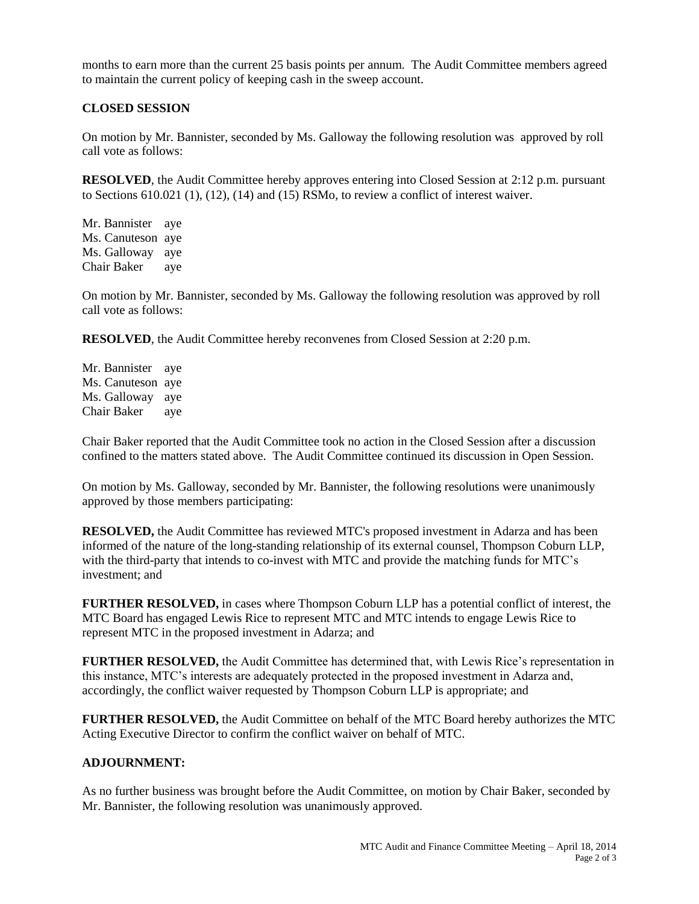months to earn more than the current 25 basis points per annum. The Audit Committee members agreed to maintain the current policy of keeping cash in the sweep account.

**CLOSED SESSION**

On motion by Mr. Bannister, seconded by Ms. Galloway the following resolution was approved by roll call vote as follows:

**RESOLVED**, the Audit Committee hereby approves entering into Closed Session at 2:12 p.m. pursuant to Sections 610.021 (1), (12), (14) and (15) RSMo, to review a conflict of interest waiver.

Mr. Bannister aye
Ms. Canuteson aye
Ms. Galloway aye
Chair Baker aye

On motion by Mr. Bannister, seconded by Ms. Galloway the following resolution was approved by roll call vote as follows:

**RESOLVED**, the Audit Committee hereby reconvenes from Closed Session at 2:20 p.m.

Mr. Bannister aye
Ms. Canuteson aye
Ms. Galloway aye
Chair Baker aye

Chair Baker reported that the Audit Committee took no action in the Closed Session after a discussion confined to the matters stated above. The Audit Committee continued its discussion in Open Session.

On motion by Ms. Galloway, seconded by Mr. Bannister, the following resolutions were unanimously approved by those members participating:

**RESOLVED,** the Audit Committee has reviewed MTC's proposed investment in Adarza and has been informed of the nature of the long-standing relationship of its external counsel, Thompson Coburn LLP, with the third-party that intends to co-invest with MTC and provide the matching funds for MTC's investment; and

**FURTHER RESOLVED,** in cases where Thompson Coburn LLP has a potential conflict of interest, the MTC Board has engaged Lewis Rice to represent MTC and MTC intends to engage Lewis Rice to represent MTC in the proposed investment in Adarza; and

**FURTHER RESOLVED,** the Audit Committee has determined that, with Lewis Rice's representation in this instance, MTC's interests are adequately protected in the proposed investment in Adarza and, accordingly, the conflict waiver requested by Thompson Coburn LLP is appropriate; and

**FURTHER RESOLVED,** the Audit Committee on behalf of the MTC Board hereby authorizes the MTC Acting Executive Director to confirm the conflict waiver on behalf of MTC.

**ADJOURNMENT:**

As no further business was brought before the Audit Committee, on motion by Chair Baker, seconded by Mr. Bannister, the following resolution was unanimously approved.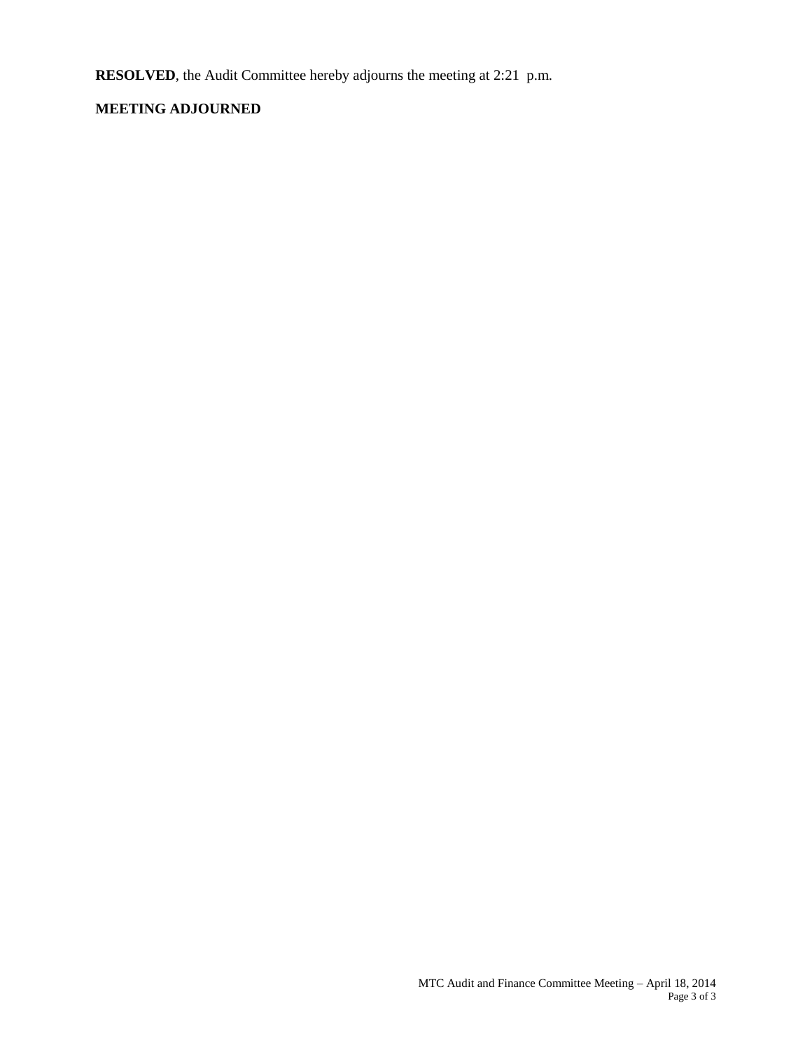**RESOLVED**, the Audit Committee hereby adjourns the meeting at 2:21 p.m.

**MEETING ADJOURNED**